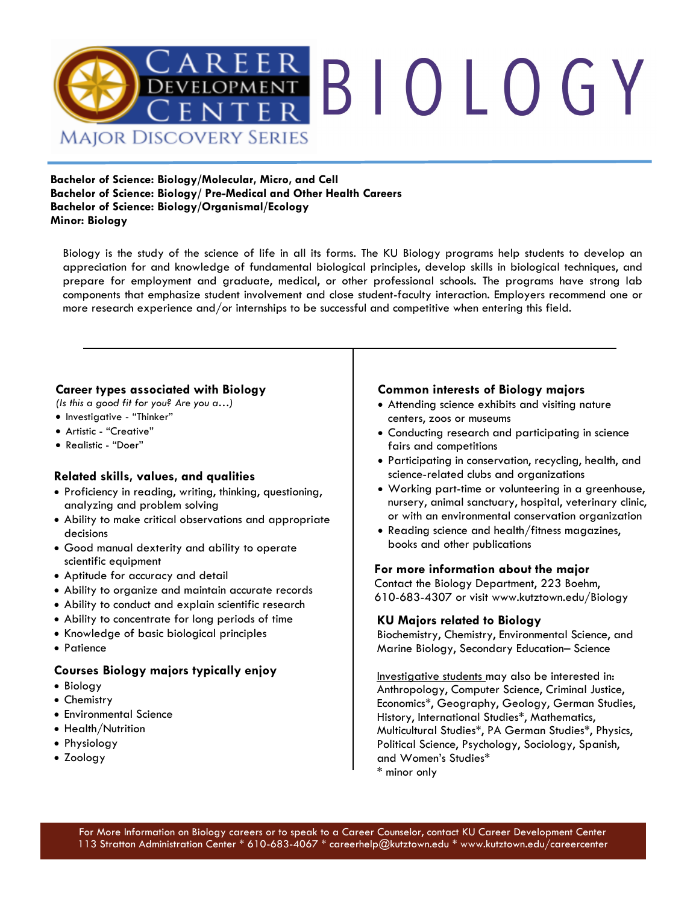# Career Development Center — Major Discovery Series

# BIOLOGY

**Bachelor of Science: Biology/Molecular, Micro, and Cell**
**Bachelor of Science: Biology/ Pre-Medical and Other Health Careers**
**Bachelor of Science: Biology/Organismal/Ecology**
**Minor: Biology**

Biology is the study of the science of life in all its forms. The KU Biology programs help students to develop an appreciation for and knowledge of fundamental biological principles, develop skills in biological techniques, and prepare for employment and graduate, medical, or other professional schools. The programs have strong lab components that emphasize student involvement and close student-faculty interaction. Employers recommend one or more research experience and/or internships to be successful and competitive when entering this field.

### Career types associated with Biology

*(Is this a good fit for you? Are you a…)*

- Investigative - "Thinker"
- Artistic - "Creative"
- Realistic - "Doer"

### Related skills, values, and qualities

- Proficiency in reading, writing, thinking, questioning, analyzing and problem solving
- Ability to make critical observations and appropriate decisions
- Good manual dexterity and ability to operate scientific equipment
- Aptitude for accuracy and detail
- Ability to organize and maintain accurate records
- Ability to conduct and explain scientific research
- Ability to concentrate for long periods of time
- Knowledge of basic biological principles
- Patience

### Courses Biology majors typically enjoy

- Biology
- Chemistry
- Environmental Science
- Health/Nutrition
- Physiology
- Zoology

### Common interests of Biology majors

- Attending science exhibits and visiting nature centers, zoos or museums
- Conducting research and participating in science fairs and competitions
- Participating in conservation, recycling, health, and science-related clubs and organizations
- Working part-time or volunteering in a greenhouse, nursery, animal sanctuary, hospital, veterinary clinic, or with an environmental conservation organization
- Reading science and health/fitness magazines, books and other publications

### For more information about the major

Contact the Biology Department, 223 Boehm, 610-683-4307 or visit www.kutztown.edu/Biology

### KU Majors related to Biology

Biochemistry, Chemistry, Environmental Science, and Marine Biology, Secondary Education– Science

Investigative students may also be interested in: Anthropology, Computer Science, Criminal Justice, Economics*, Geography, Geology, German Studies, History, International Studies*, Mathematics, Multicultural Studies*, PA German Studies*, Physics, Political Science, Psychology, Sociology, Spanish, and Women's Studies*

\* minor only

For More Information on Biology careers or to speak to a Career Counselor, contact KU Career Development Center
113 Stratton Administration Center * 610-683-4067 * careerhelp@kutztown.edu * www.kutztown.edu/careercenter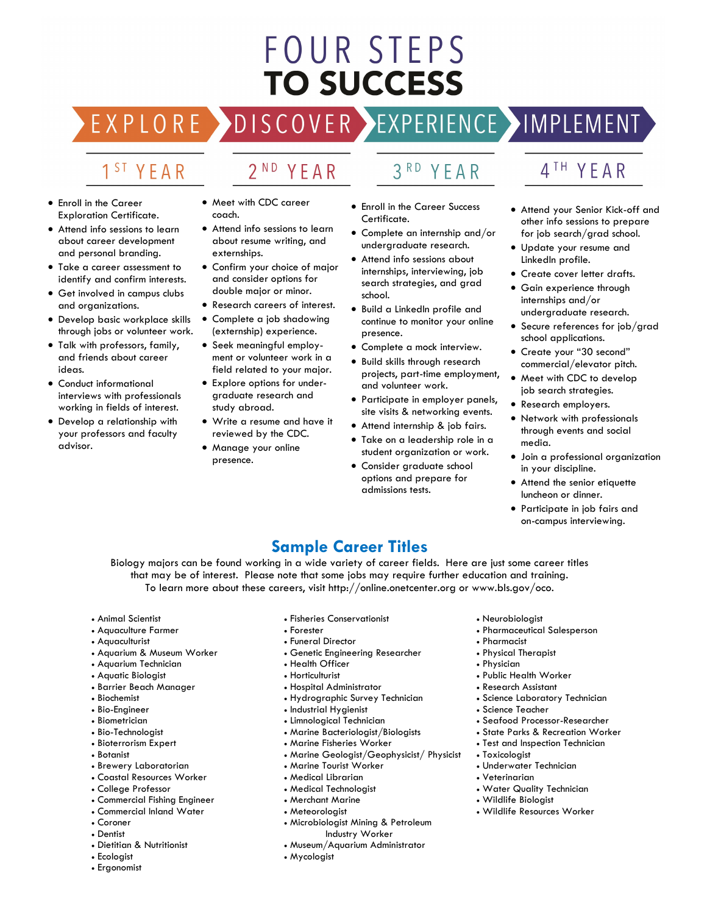# FOUR STEPS TO SUCCESS

## EXPLORE — 1ST YEAR

- Enroll in the Career Exploration Certificate.
- Attend info sessions to learn about career development and personal branding.
- Take a career assessment to identify and confirm interests.
- Get involved in campus clubs and organizations.
- Develop basic workplace skills through jobs or volunteer work.
- Talk with professors, family, and friends about career ideas.
- Conduct informational interviews with professionals working in fields of interest.
- Develop a relationship with your professors and faculty advisor.

## DISCOVER — 2ND YEAR

- Meet with CDC career coach.
- Attend info sessions to learn about resume writing, and externships.
- Confirm your choice of major and consider options for double major or minor.
- Research careers of interest.
- Complete a job shadowing (externship) experience.
- Seek meaningful employment or volunteer work in a field related to your major.
- Explore options for undergraduate research and study abroad.
- Write a resume and have it reviewed by the CDC.
- Manage your online presence.

## EXPERIENCE — 3RD YEAR

- Enroll in the Career Success Certificate.
- Complete an internship and/or undergraduate research.
- Attend info sessions about internships, interviewing, job search strategies, and grad school.
- Build a LinkedIn profile and continue to monitor your online presence.
- Complete a mock interview.
- Build skills through research projects, part-time employment, and volunteer work.
- Participate in employer panels, site visits & networking events.
- Attend internship & job fairs.
- Take on a leadership role in a student organization or work.
- Consider graduate school options and prepare for admissions tests.

## IMPLEMENT — 4TH YEAR

- Attend your Senior Kick-off and other info sessions to prepare for job search/grad school.
- Update your resume and LinkedIn profile.
- Create cover letter drafts.
- Gain experience through internships and/or undergraduate research.
- Secure references for job/grad school applications.
- Create your "30 second" commercial/elevator pitch.
- Meet with CDC to develop job search strategies.
- Research employers.
- Network with professionals through events and social media.
- Join a professional organization in your discipline.
- Attend the senior etiquette luncheon or dinner.
- Participate in job fairs and on-campus interviewing.

## Sample Career Titles

Biology majors can be found working in a wide variety of career fields. Here are just some career titles that may be of interest. Please note that some jobs may require further education and training. To learn more about these careers, visit http://online.onetcenter.org or www.bls.gov/oco.

- Animal Scientist
- Aquaculture Farmer
- Aquaculturist
- Aquarium & Museum Worker
- Aquarium Technician
- Aquatic Biologist
- Barrier Beach Manager
- Biochemist
- Bio-Engineer
- Biometrician
- Bio-Technologist
- Bioterrorism Expert
- Botanist
- Brewery Laboratorian
- Coastal Resources Worker
- College Professor
- Commercial Fishing Engineer
- Commercial Inland Water
- Coroner
- Dentist
- Dietitian & Nutritionist
- Ecologist
- Ergonomist
- Fisheries Conservationist
- Forester
- Funeral Director
- Genetic Engineering Researcher
- Health Officer
- Horticulturist
- Hospital Administrator
- Hydrographic Survey Technician
- Industrial Hygienist
- Limnological Technician
- Marine Bacteriologist/Biologists
- Marine Fisheries Worker
- Marine Geologist/Geophysicist/ Physicist
- Marine Tourist Worker
- Medical Librarian
- Medical Technologist
- Merchant Marine
- Meteorologist
- Microbiologist Mining & Petroleum Industry Worker
- Museum/Aquarium Administrator
- Mycologist
- Neurobiologist
- Pharmaceutical Salesperson
- Pharmacist
- Physical Therapist
- Physician
- Public Health Worker
- Research Assistant
- Science Laboratory Technician
- Science Teacher
- Seafood Processor-Researcher
- State Parks & Recreation Worker
- Test and Inspection Technician
- Toxicologist
- Underwater Technician
- Veterinarian
- Water Quality Technician
- Wildlife Biologist
- Wildlife Resources Worker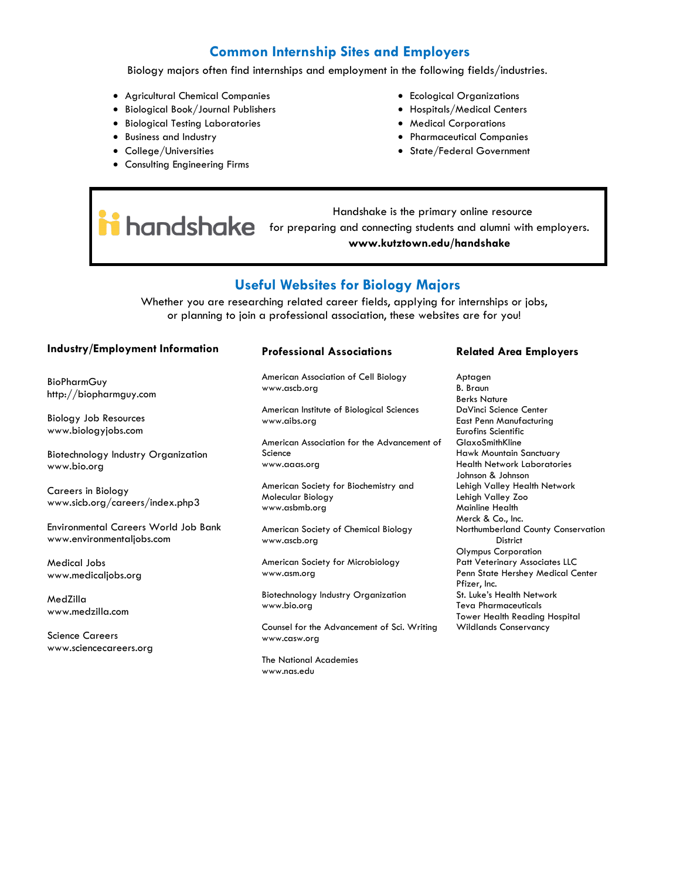## Common Internship Sites and Employers

Biology majors often find internships and employment in the following fields/industries.

- Agricultural Chemical Companies
- Biological Book/Journal Publishers
- Biological Testing Laboratories
- Business and Industry
- College/Universities
- Consulting Engineering Firms
- Ecological Organizations
- Hospitals/Medical Centers
- Medical Corporations
- Pharmaceutical Companies
- State/Federal Government

handshake

Handshake is the primary online resource for preparing and connecting students and alumni with employers.
**www.kutztown.edu/handshake**

## Useful Websites for Biology Majors

Whether you are researching related career fields, applying for internships or jobs, or planning to join a professional association, these websites are for you!

### Industry/Employment Information

BioPharmGuy
http://biopharmguy.com

Biology Job Resources
www.biologyjobs.com

Biotechnology Industry Organization
www.bio.org

Careers in Biology
www.sicb.org/careers/index.php3

Environmental Careers World Job Bank
www.environmentaljobs.com

Medical Jobs
www.medicaljobs.org

MedZilla
www.medzilla.com

Science Careers
www.sciencecareers.org

### Professional Associations

American Association of Cell Biology
www.ascb.org

American Institute of Biological Sciences
www.aibs.org

American Association for the Advancement of Science
www.aaas.org

American Society for Biochemistry and Molecular Biology
www.asbmb.org

American Society of Chemical Biology
www.ascb.org

American Society for Microbiology
www.asm.org

Biotechnology Industry Organization
www.bio.org

Counsel for the Advancement of Sci. Writing
www.casw.org

The National Academies
www.nas.edu

### Related Area Employers

Aptagen
B. Braun
Berks Nature
DaVinci Science Center
East Penn Manufacturing
Eurofins Scientific
GlaxoSmithKline
Hawk Mountain Sanctuary
Health Network Laboratories
Johnson & Johnson
Lehigh Valley Health Network
Lehigh Valley Zoo
Mainline Health
Merck & Co., Inc.
Northumberland County Conservation District
Olympus Corporation
Patt Veterinary Associates LLC
Penn State Hershey Medical Center
Pfizer, Inc.
St. Luke's Health Network
Teva Pharmaceuticals
Tower Health Reading Hospital
Wildlands Conservancy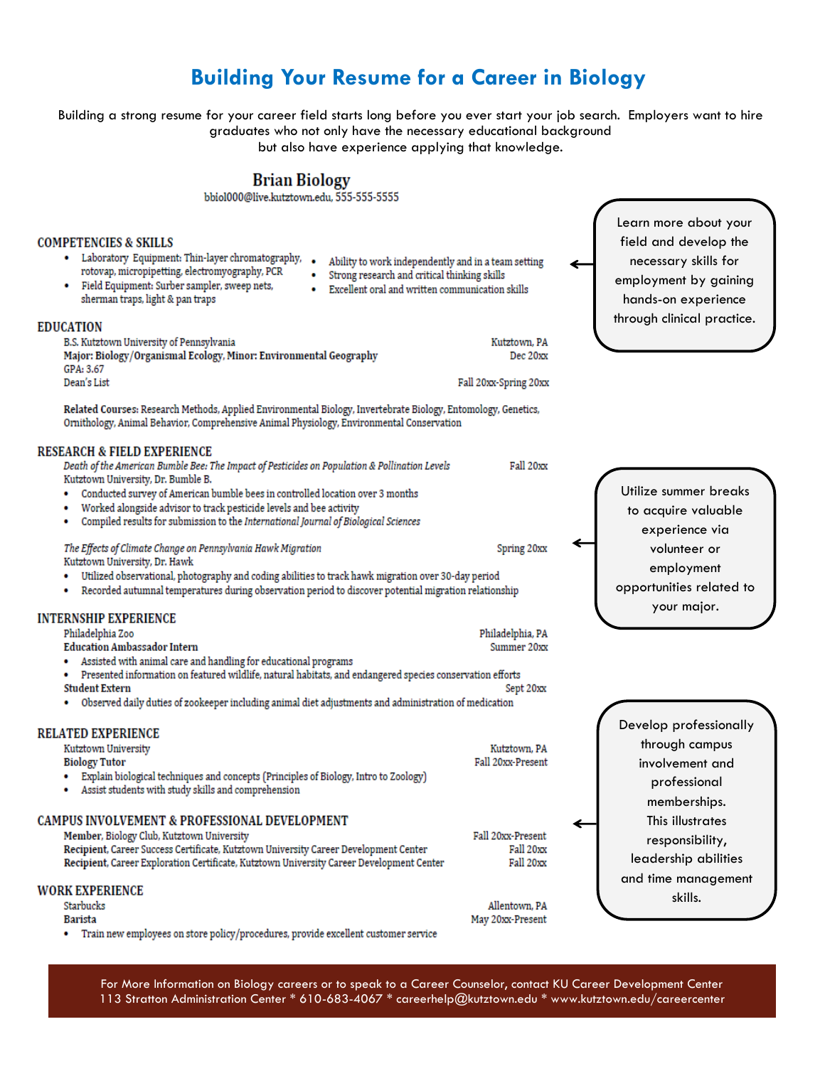# Building Your Resume for a Career in Biology

Building a strong resume for your career field starts long before you ever start your job search. Employers want to hire graduates who not only have the necessary educational background but also have experience applying that knowledge.

## Brian Biology

bbiol000@live.kutztown.edu, 555-555-5555

### COMPETENCES & SKILLS

- Laboratory Equipment: Thin-layer chromatography, rotovap, micropipetting, electromyography, PCR
- Field Equipment: Surber sampler, sweep nets, sherman traps, light & pan traps
- Ability to work independently and in a team setting
- Strong research and critical thinking skills
- Excellent oral and written communication skills

> Learn more about your field and develop the necessary skills for employment by gaining hands-on experience through clinical practice.

### EDUCATION

B.S. Kutztown University of Pennsylvania — Kutztown, PA
**Major: Biology/Organismal Ecology, Minor: Environmental Geography** — Dec 20xx
GPA: 3.67
Dean's List — Fall 20xx-Spring 20xx

**Related Courses:** Research Methods, Applied Environmental Biology, Invertebrate Biology, Entomology, Genetics, Ornithology, Animal Behavior, Comprehensive Animal Physiology, Environmental Conservation

### RESEARCH & FIELD EXPERIENCE

*Death of the American Bumble Bee: The Impact of Pesticides on Population & Pollination Levels* — Fall 20xx
Kutztown University, Dr. Bumble B.

- Conducted survey of American bumble bees in controlled location over 3 months
- Worked alongside advisor to track pesticide levels and bee activity
- Compiled results for submission to the *International Journal of Biological Sciences*

*The Effects of Climate Change on Pennsylvania Hawk Migration* — Spring 20xx
Kutztown University, Dr. Hawk

- Utilized observational, photography and coding abilities to track hawk migration over 30-day period
- Recorded autumnal temperatures during observation period to discover potential migration relationship

> Utilize summer breaks to acquire valuable experience via volunteer or employment opportunities related to your major.

### INTERNSHIP EXPERIENCE

Philadelphia Zoo — Philadelphia, PA
**Education Ambassador Intern** — Summer 20xx

- Assisted with animal care and handling for educational programs
- Presented information on featured wildlife, natural habitats, and endangered species conservation efforts

**Student Extern** — Sept 20xx

- Observed daily duties of zookeeper including animal diet adjustments and administration of medication

### RELATED EXPERIENCE

Kutztown University — Kutztown, PA
**Biology Tutor** — Fall 20xx-Present

- Explain biological techniques and concepts (Principles of Biology, Intro to Zoology)
- Assist students with study skills and comprehension

### CAMPUS INVOLVEMENT & PROFESSIONAL DEVELOPMENT

**Member**, Biology Club, Kutztown University — Fall 20xx-Present
**Recipient**, Career Success Certificate, Kutztown University Career Development Center — Fall 20xx
**Recipient**, Career Exploration Certificate, Kutztown University Career Development Center — Fall 20xx

> Develop professionally through campus involvement and professional memberships. This illustrates responsibility, leadership abilities and time management skills.

### WORK EXPERIENCE

Starbucks — Allentown, PA
**Barista** — May 20xx-Present

- Train new employees on store policy/procedures, provide excellent customer service

For More Information on Biology careers or to speak to a Career Counselor, contact KU Career Development Center
113 Stratton Administration Center * 610-683-4067 * careerhelp@kutztown.edu * www.kutztown.edu/careercenter